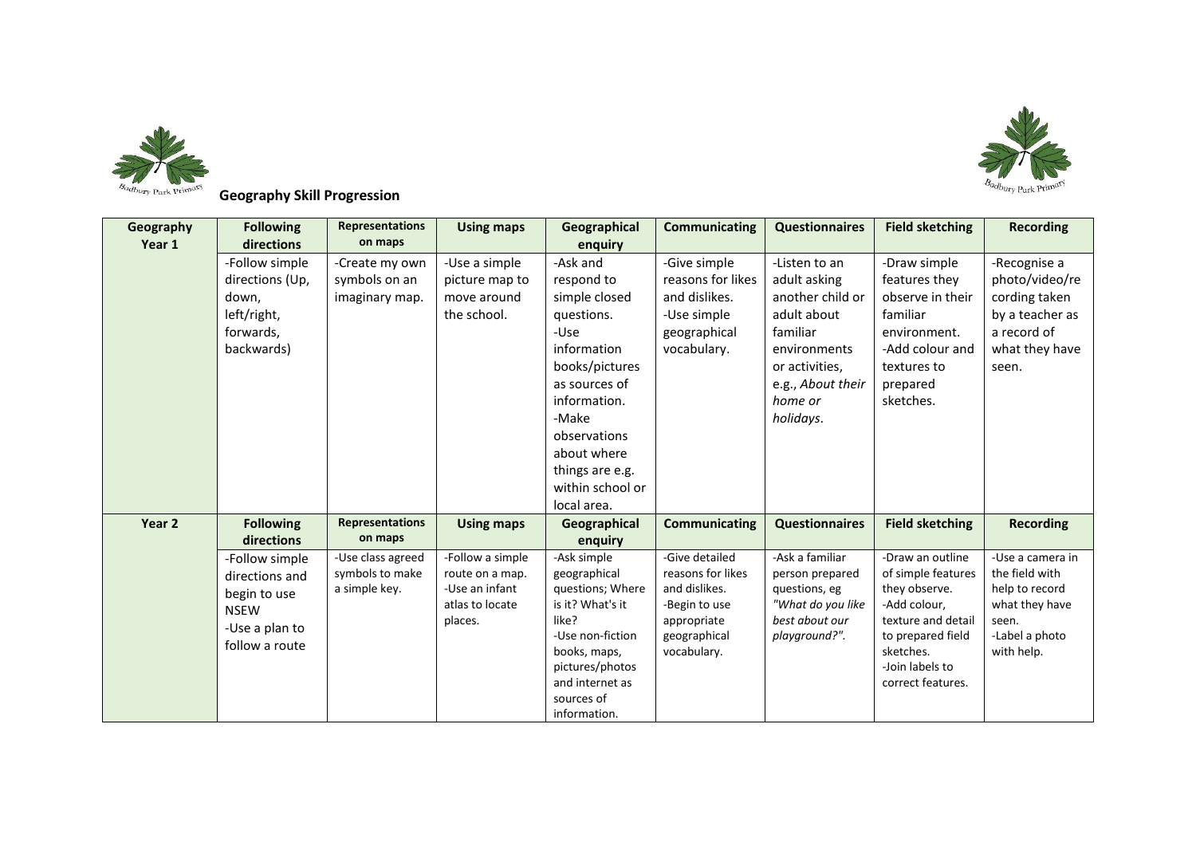## Geography Skill Progression

| Geography Year 1 | Following directions | Representations on maps | Using maps | Geographical enquiry | Communicating | Questionnaires | Field sketching | Recording |
|---|---|---|---|---|---|---|---|---|
| | -Follow simple directions (Up, down, left/right, forwards, backwards) | -Create my own symbols on an imaginary map. | -Use a simple picture map to move around the school. | -Ask and respond to simple closed questions. -Use information books/pictures as sources of information. -Make observations about where things are e.g. within school or local area. | -Give simple reasons for likes and dislikes. -Use simple geographical vocabulary. | -Listen to an adult asking another child or adult about familiar environments or activities, e.g., *About their home or holidays*. | -Draw simple features they observe in their familiar environment. -Add colour and textures to prepared sketches. | -Recognise a photo/video/recording taken by a teacher as a record of what they have seen. |
| **Year 2** | **Following directions** | **Representations on maps** | **Using maps** | **Geographical enquiry** | **Communicating** | **Questionnaires** | **Field sketching** | **Recording** |
| | -Follow simple directions and begin to use NSEW -Use a plan to follow a route | -Use class agreed symbols to make a simple key. | -Follow a simple route on a map. -Use an infant atlas to locate places. | -Ask simple geographical questions; Where is it? What's it like? -Use non-fiction books, maps, pictures/photos and internet as sources of information. | -Give detailed reasons for likes and dislikes. -Begin to use appropriate geographical vocabulary. | -Ask a familiar person prepared questions, eg *"What do you like best about our playground?"*. | -Draw an outline of simple features they observe. -Add colour, texture and detail to prepared field sketches. -Join labels to correct features. | -Use a camera in the field with help to record what they have seen. -Label a photo with help. |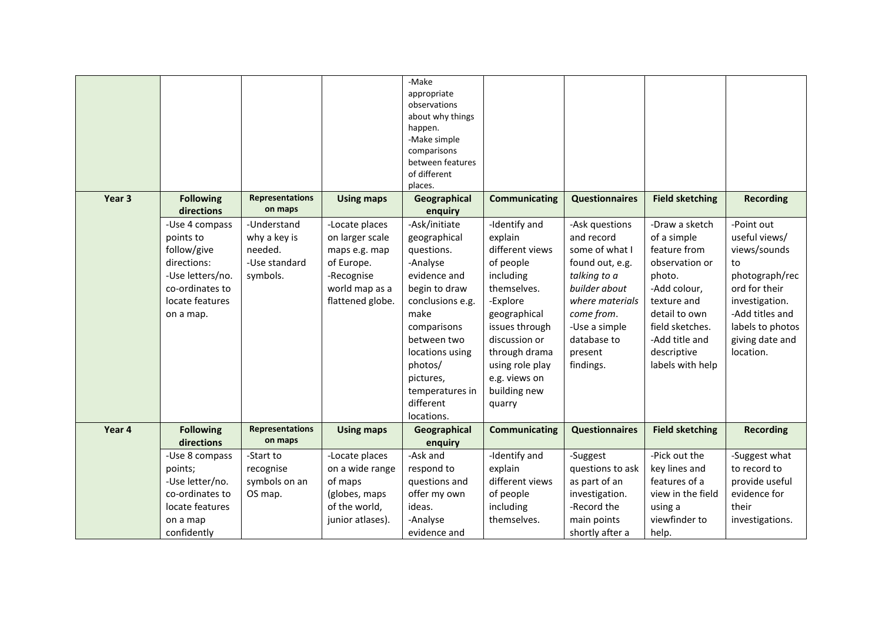| | | | | | | | | |
|---|---|---|---|---|---|---|---|---|
| | | | | -Make appropriate observations about why things happen.<br>-Make simple comparisons between features of different places. | | | | |
| **Year 3** | **Following directions** | **Representations on maps** | **Using maps** | **Geographical enquiry** | **Communicating** | **Questionnaires** | **Field sketching** | **Recording** |
| | -Use 4 compass points to follow/give directions:<br>-Use letters/no. co-ordinates to locate features on a map. | -Understand why a key is needed.<br>-Use standard symbols. | -Locate places on larger scale maps e.g. map of Europe.<br>-Recognise world map as a flattened globe. | -Ask/initiate geographical questions.<br>-Analyse evidence and begin to draw conclusions e.g. make comparisons between two locations using photos/ pictures, temperatures in different locations. | -Identify and explain different views of people including themselves.<br>-Explore geographical issues through discussion or through drama using role play e.g. views on building new quarry | -Ask questions and record some of what I found out, e.g. *talking to a builder about where materials come from*.<br>-Use a simple database to present findings. | -Draw a sketch of a simple feature from observation or photo.<br>-Add colour, texture and detail to own field sketches.<br>-Add title and descriptive labels with help | -Point out useful views/ views/sounds to photograph/record for their investigation.<br>-Add titles and labels to photos giving date and location. |
| **Year 4** | **Following directions** | **Representations on maps** | **Using maps** | **Geographical enquiry** | **Communicating** | **Questionnaires** | **Field sketching** | **Recording** |
| | -Use 8 compass points;<br>-Use letter/no. co-ordinates to locate features on a map confidently | -Start to recognise symbols on an OS map. | -Locate places on a wide range of maps (globes, maps of the world, junior atlases). | -Ask and respond to questions and offer my own ideas.<br>-Analyse evidence and | -Identify and explain different views of people including themselves. | -Suggest questions to ask as part of an investigation.<br>-Record the main points shortly after a | -Pick out the key lines and features of a view in the field using a viewfinder to help. | -Suggest what to record to provide useful evidence for their investigations. |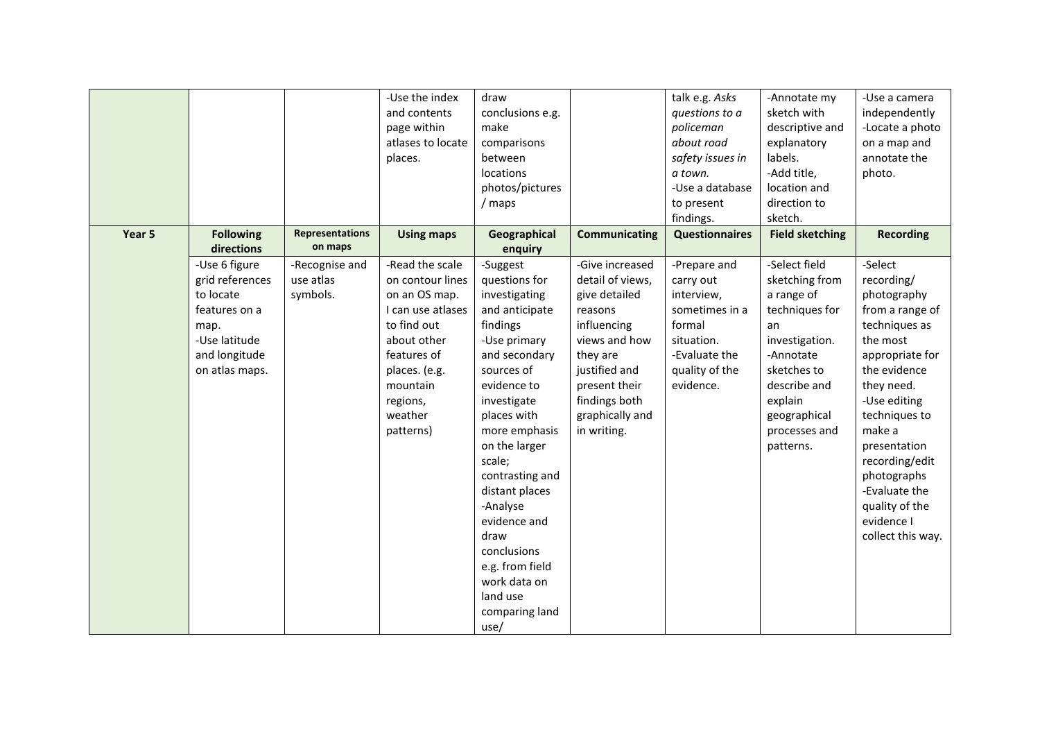|  |  |  | -Use the index and contents page within atlases to locate places. | draw conclusions e.g. make comparisons between locations photos/pictures / maps |  | talk e.g. *Asks questions to a policeman about road safety issues in a town.* -Use a database to present findings. | -Annotate my sketch with descriptive and explanatory labels. -Add title, location and direction to sketch. | -Use a camera independently -Locate a photo on a map and annotate the photo. |
|---|---|---|---|---|---|---|---|---|
| **Year 5** | **Following directions** | **Representations on maps** | **Using maps** | **Geographical enquiry** | **Communicating** | **Questionnaires** | **Field sketching** | **Recording** |
|  | -Use 6 figure grid references to locate features on a map. -Use latitude and longitude on atlas maps. | -Recognise and use atlas symbols. | -Read the scale on contour lines on an OS map. I can use atlases to find out about other features of places. (e.g. mountain regions, weather patterns) | -Suggest questions for investigating and anticipate findings -Use primary and secondary sources of evidence to investigate places with more emphasis on the larger scale; contrasting and distant places -Analyse evidence and draw conclusions e.g. from field work data on land use comparing land use/ | -Give increased detail of views, give detailed reasons influencing views and how they are justified and present their findings both graphically and in writing. | -Prepare and carry out interview, sometimes in a formal situation. -Evaluate the quality of the evidence. | -Select field sketching from a range of techniques for an investigation. -Annotate sketches to describe and explain geographical processes and patterns. | -Select recording/ photography from a range of techniques as the most appropriate for the evidence they need. -Use editing techniques to make a presentation recording/edit photographs -Evaluate the quality of the evidence I collect this way. |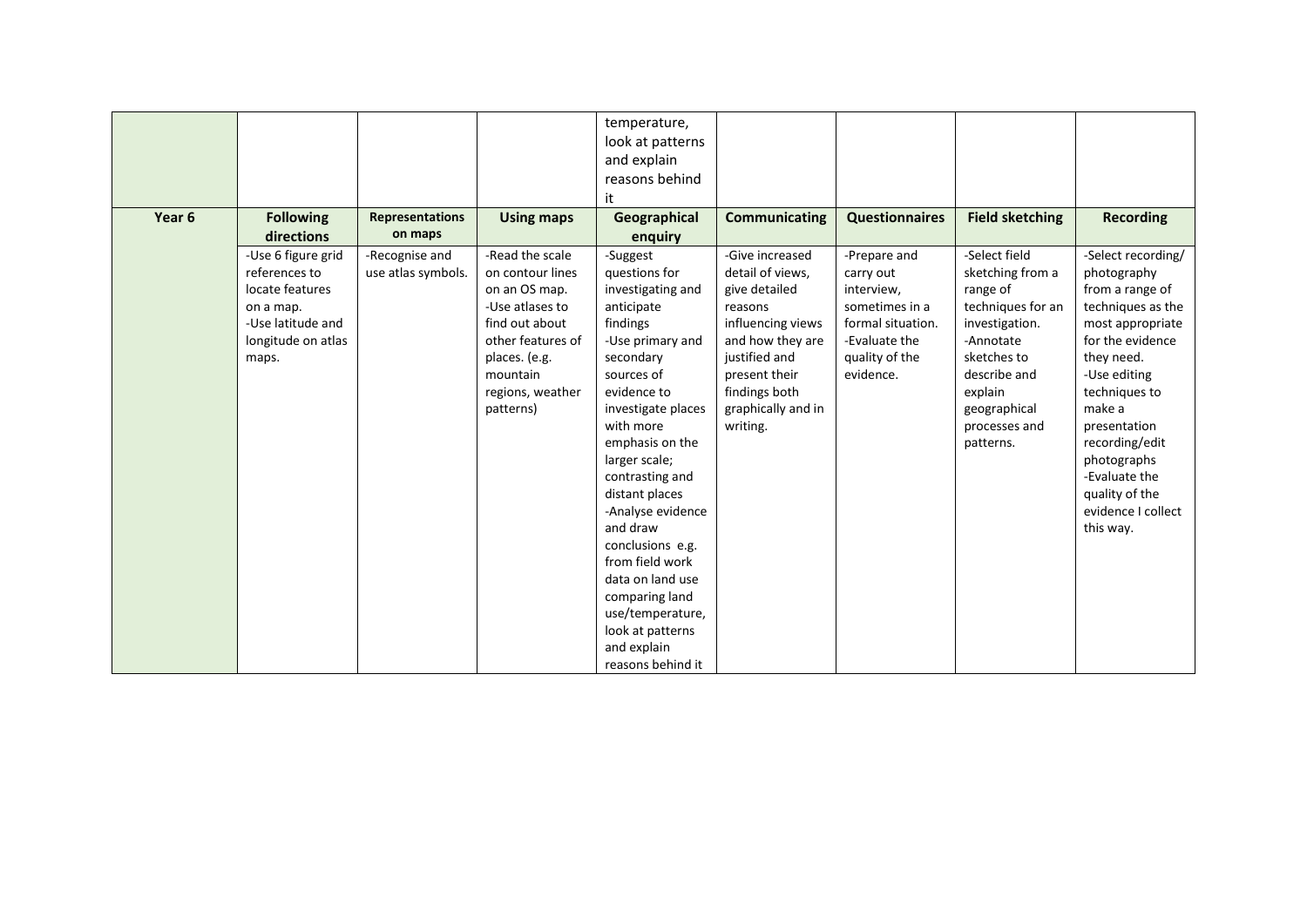| | | | | | | | | |
|---|---|---|---|---|---|---|---|---|
| | | | | temperature, look at patterns and explain reasons behind it | | | | |
| **Year 6** | **Following directions** | **Representations on maps** | **Using maps** | **Geographical enquiry** | **Communicating** | **Questionnaires** | **Field sketching** | **Recording** |
| | -Use 6 figure grid references to locate features on a map.<br>-Use latitude and longitude on atlas maps. | -Recognise and use atlas symbols. | -Read the scale on contour lines on an OS map.<br>-Use atlases to find out about other features of places. (e.g. mountain regions, weather patterns) | -Suggest questions for investigating and anticipate findings<br>-Use primary and secondary sources of evidence to investigate places with more emphasis on the larger scale; contrasting and distant places<br>-Analyse evidence and draw conclusions e.g. from field work data on land use comparing land use/temperature, look at patterns and explain reasons behind it | -Give increased detail of views, give detailed reasons influencing views and how they are justified and present their findings both graphically and in writing. | -Prepare and carry out interview, sometimes in a formal situation.<br>-Evaluate the quality of the evidence. | -Select field sketching from a range of techniques for an investigation.<br>-Annotate sketches to describe and explain geographical processes and patterns. | -Select recording/ photography from a range of techniques as the most appropriate for the evidence they need.<br>-Use editing techniques to make a presentation recording/edit photographs<br>-Evaluate the quality of the evidence I collect this way. |